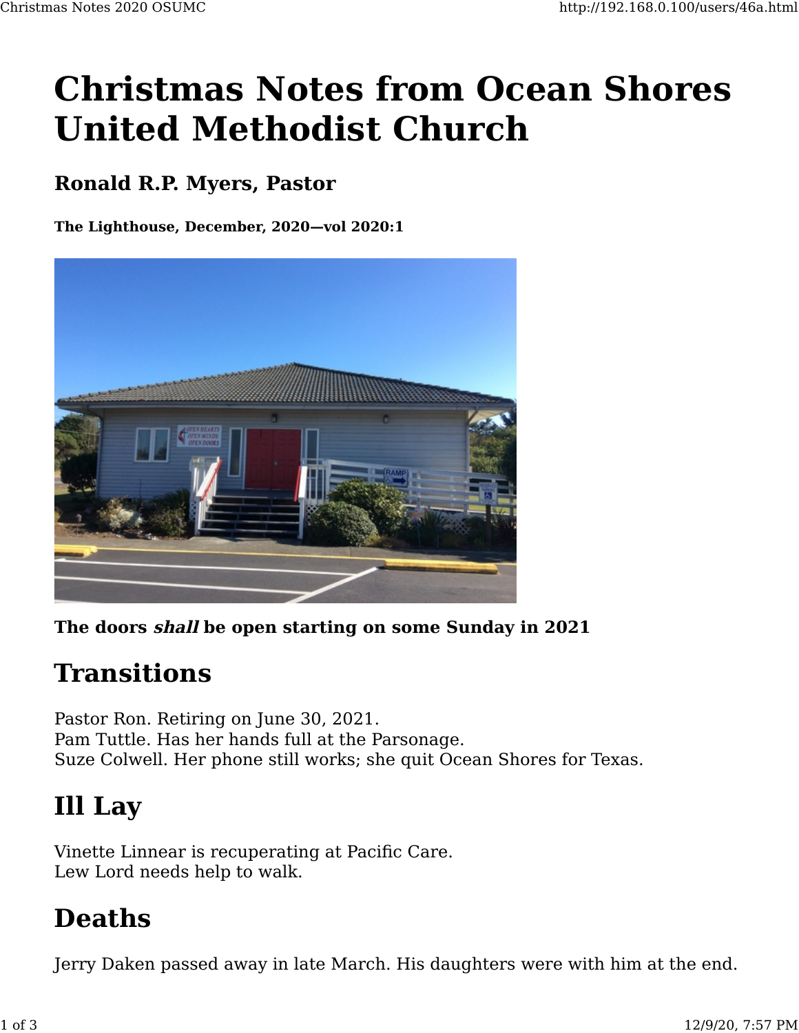# Christmas Notes from Ocean Shores United Methodist Church

### Ronald R.P. Myers, Pastor

#### The Lighthouse, December, 2020—vol 2020:1

**The doors *shall* be open starting on some Sunday in 2021**

## Transitions

Pastor Ron. Retiring on June 30, 2021.
Pam Tuttle. Has her hands full at the Parsonage.
Suze Colwell. Her phone still works; she quit Ocean Shores for Texas.

## Ill Lay

Vinette Linnear is recuperating at Pacific Care.
Lew Lord needs help to walk.

## Deaths

Jerry Daken passed away in late March. His daughters were with him at the end.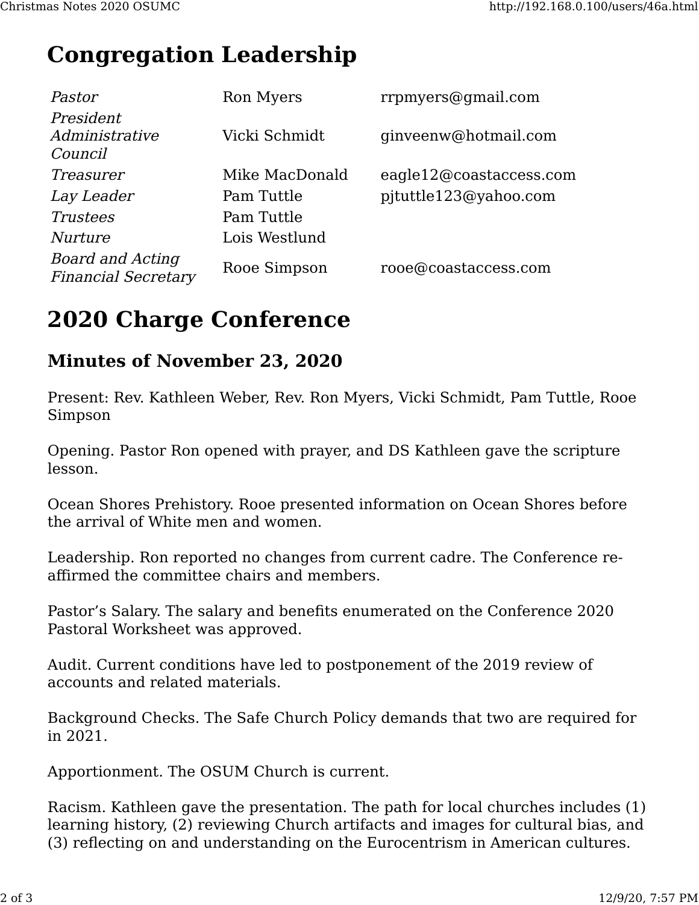# Congregation Leadership

| | | |
|---|---|---|
| *Pastor* | Ron Myers | rrpmyers@gmail.com |
| *President Administrative Council* | Vicki Schmidt | ginveenw@hotmail.com |
| *Treasurer* | Mike MacDonald | eagle12@coastaccess.com |
| *Lay Leader* | Pam Tuttle | pjtuttle123@yahoo.com |
| *Trustees* | Pam Tuttle | |
| *Nurture* | Lois Westlund | |
| *Board and Acting Financial Secretary* | Rooe Simpson | rooe@coastaccess.com |

# 2020 Charge Conference

## Minutes of November 23, 2020

Present: Rev. Kathleen Weber, Rev. Ron Myers, Vicki Schmidt, Pam Tuttle, Rooe Simpson

Opening. Pastor Ron opened with prayer, and DS Kathleen gave the scripture lesson.

Ocean Shores Prehistory. Rooe presented information on Ocean Shores before the arrival of White men and women.

Leadership. Ron reported no changes from current cadre. The Conference re-affirmed the committee chairs and members.

Pastor's Salary. The salary and benefits enumerated on the Conference 2020 Pastoral Worksheet was approved.

Audit. Current conditions have led to postponement of the 2019 review of accounts and related materials.

Background Checks. The Safe Church Policy demands that two are required for in 2021.

Apportionment. The OSUM Church is current.

Racism. Kathleen gave the presentation. The path for local churches includes (1) learning history, (2) reviewing Church artifacts and images for cultural bias, and (3) reflecting on and understanding on the Eurocentrism in American cultures.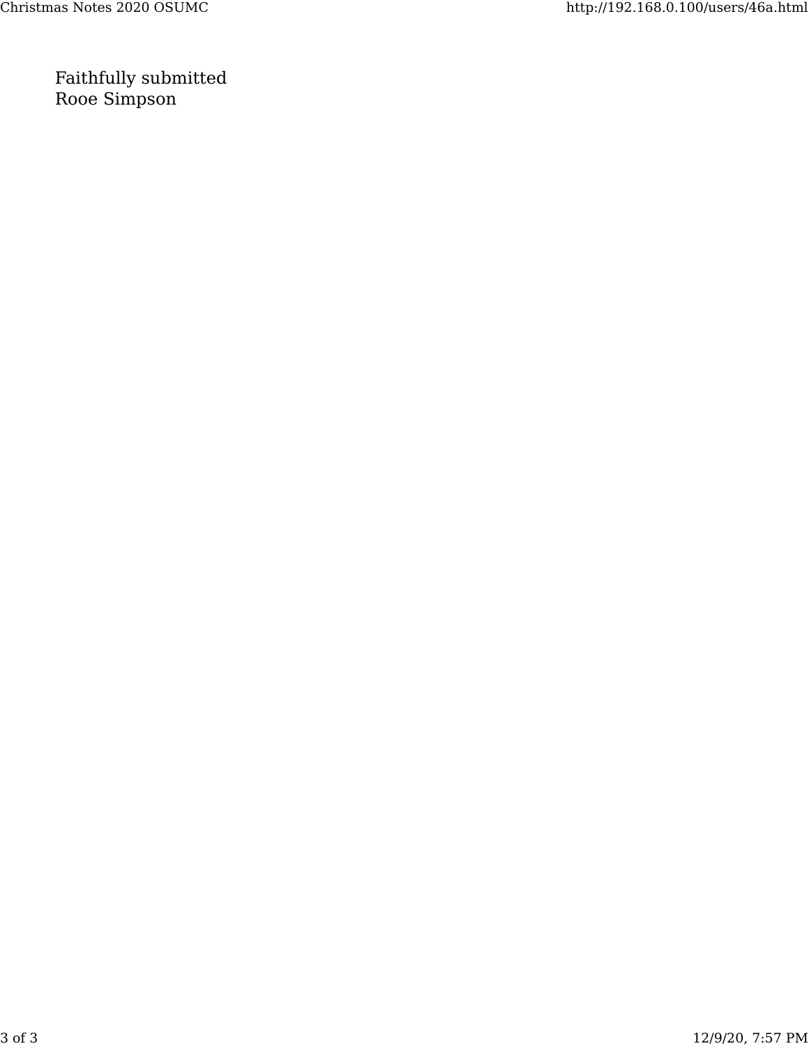Faithfully submitted
Rooe Simpson